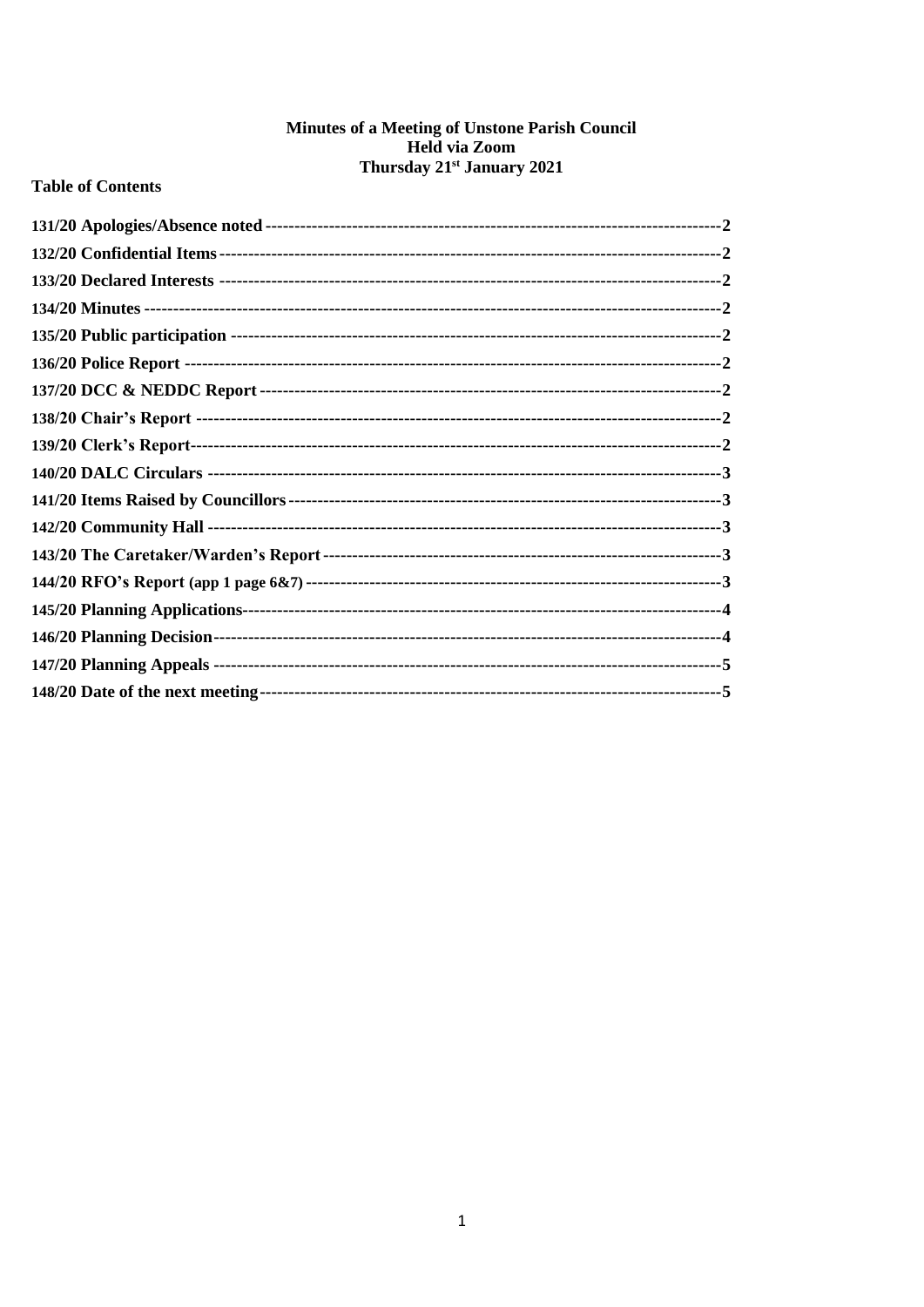# Minutes of a Meeting of Unstone Parish Council
## Held via Zoom
## Thursday 21st January 2021

**Table of Contents**

| Item | Page |
|---|---|
| 131/20 Apologies/Absence noted | 2 |
| 132/20 Confidential Items | 2 |
| 133/20 Declared Interests | 2 |
| 134/20 Minutes | 2 |
| 135/20 Public participation | 2 |
| 136/20 Police Report | 2 |
| 137/20 DCC & NEDDC Report | 2 |
| 138/20 Chair's Report | 2 |
| 139/20 Clerk's Report | 2 |
| 140/20 DALC Circulars | 3 |
| 141/20 Items Raised by Councillors | 3 |
| 142/20 Community Hall | 3 |
| 143/20 The Caretaker/Warden's Report | 3 |
| 144/20 RFO's Report (app 1 page 6&7) | 3 |
| 145/20 Planning Applications | 4 |
| 146/20 Planning Decision | 4 |
| 147/20 Planning Appeals | 5 |
| 148/20 Date of the next meeting | 5 |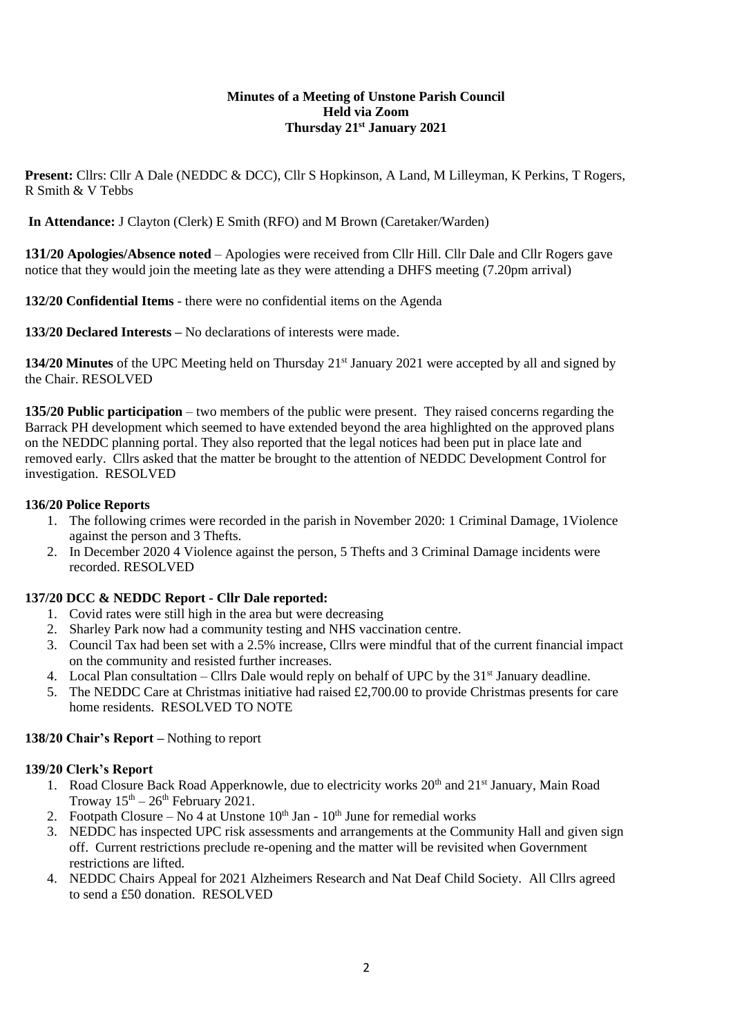**Minutes of a Meeting of Unstone Parish Council**
**Held via Zoom**
**Thursday 21st January 2021**

**Present:** Cllrs: Cllr A Dale (NEDDC & DCC), Cllr S Hopkinson, A Land, M Lilleyman, K Perkins, T Rogers, R Smith & V Tebbs

**In Attendance:** J Clayton (Clerk) E Smith (RFO) and M Brown (Caretaker/Warden)

**131/20 Apologies/Absence noted** – Apologies were received from Cllr Hill. Cllr Dale and Cllr Rogers gave notice that they would join the meeting late as they were attending a DHFS meeting (7.20pm arrival)

**132/20 Confidential Items** - there were no confidential items on the Agenda

**133/20 Declared Interests –** No declarations of interests were made.

**134/20 Minutes** of the UPC Meeting held on Thursday 21st January 2021 were accepted by all and signed by the Chair. RESOLVED

**135/20 Public participation** – two members of the public were present. They raised concerns regarding the Barrack PH development which seemed to have extended beyond the area highlighted on the approved plans on the NEDDC planning portal. They also reported that the legal notices had been put in place late and removed early. Cllrs asked that the matter be brought to the attention of NEDDC Development Control for investigation. RESOLVED

**136/20 Police Reports**

1. The following crimes were recorded in the parish in November 2020: 1 Criminal Damage, 1Violence against the person and 3 Thefts.
2. In December 2020 4 Violence against the person, 5 Thefts and 3 Criminal Damage incidents were recorded. RESOLVED

**137/20 DCC & NEDDC Report - Cllr Dale reported:**

1. Covid rates were still high in the area but were decreasing
2. Sharley Park now had a community testing and NHS vaccination centre.
3. Council Tax had been set with a 2.5% increase, Cllrs were mindful that of the current financial impact on the community and resisted further increases.
4. Local Plan consultation – Cllrs Dale would reply on behalf of UPC by the 31st January deadline.
5. The NEDDC Care at Christmas initiative had raised £2,700.00 to provide Christmas presents for care home residents. RESOLVED TO NOTE

**138/20 Chair's Report –** Nothing to report

**139/20 Clerk's Report**

1. Road Closure Back Road Apperknowle, due to electricity works 20th and 21st January, Main Road Troway 15th – 26th February 2021.
2. Footpath Closure – No 4 at Unstone 10th Jan - 10th June for remedial works
3. NEDDC has inspected UPC risk assessments and arrangements at the Community Hall and given sign off. Current restrictions preclude re-opening and the matter will be revisited when Government restrictions are lifted.
4. NEDDC Chairs Appeal for 2021 Alzheimers Research and Nat Deaf Child Society. All Cllrs agreed to send a £50 donation. RESOLVED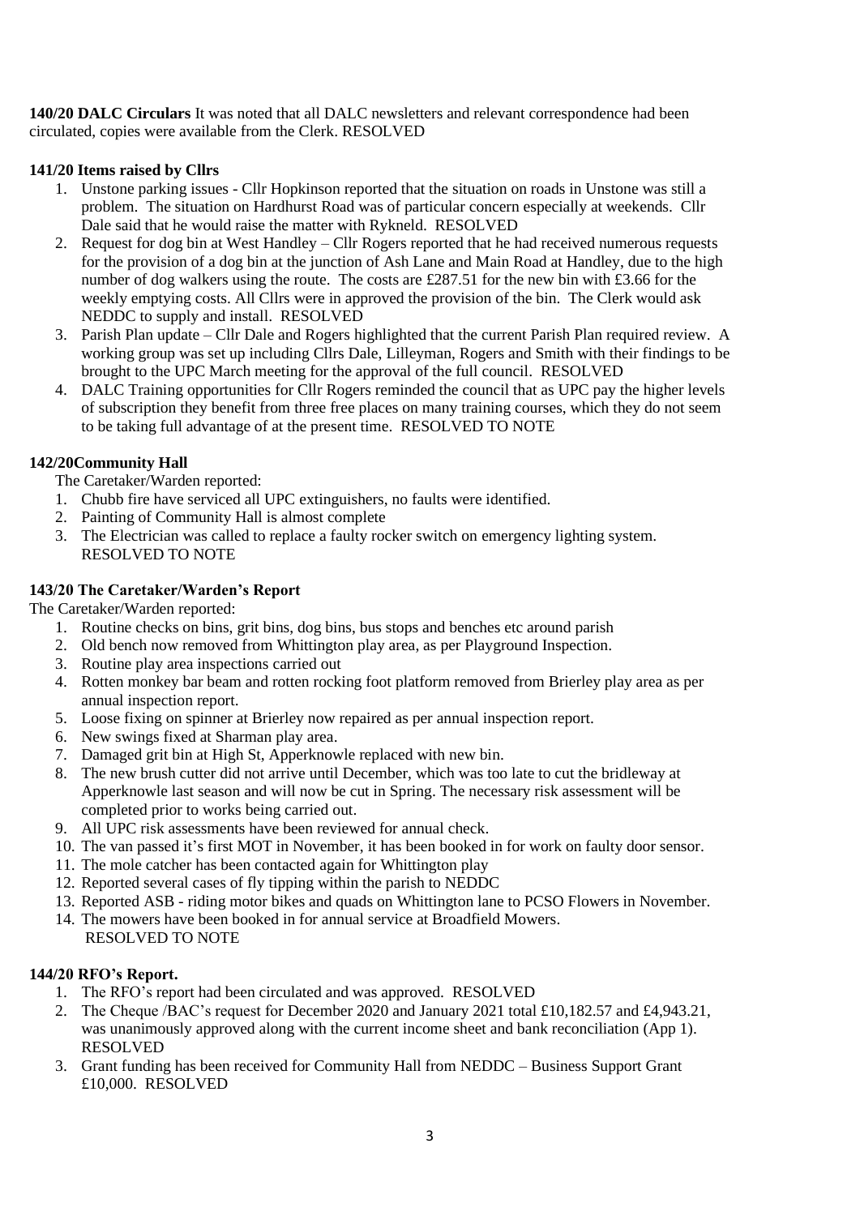**140/20 DALC Circulars** It was noted that all DALC newsletters and relevant correspondence had been circulated, copies were available from the Clerk. RESOLVED

**141/20 Items raised by Cllrs**

1. Unstone parking issues - Cllr Hopkinson reported that the situation on roads in Unstone was still a problem. The situation on Hardhurst Road was of particular concern especially at weekends. Cllr Dale said that he would raise the matter with Rykneld. RESOLVED
2. Request for dog bin at West Handley – Cllr Rogers reported that he had received numerous requests for the provision of a dog bin at the junction of Ash Lane and Main Road at Handley, due to the high number of dog walkers using the route. The costs are £287.51 for the new bin with £3.66 for the weekly emptying costs. All Cllrs were in approved the provision of the bin. The Clerk would ask NEDDC to supply and install. RESOLVED
3. Parish Plan update – Cllr Dale and Rogers highlighted that the current Parish Plan required review. A working group was set up including Cllrs Dale, Lilleyman, Rogers and Smith with their findings to be brought to the UPC March meeting for the approval of the full council. RESOLVED
4. DALC Training opportunities for Cllr Rogers reminded the council that as UPC pay the higher levels of subscription they benefit from three free places on many training courses, which they do not seem to be taking full advantage of at the present time. RESOLVED TO NOTE

**142/20Community Hall**

The Caretaker/Warden reported:

1. Chubb fire have serviced all UPC extinguishers, no faults were identified.
2. Painting of Community Hall is almost complete
3. The Electrician was called to replace a faulty rocker switch on emergency lighting system. RESOLVED TO NOTE

**143/20 The Caretaker/Warden's Report**

The Caretaker/Warden reported:

1. Routine checks on bins, grit bins, dog bins, bus stops and benches etc around parish
2. Old bench now removed from Whittington play area, as per Playground Inspection.
3. Routine play area inspections carried out
4. Rotten monkey bar beam and rotten rocking foot platform removed from Brierley play area as per annual inspection report.
5. Loose fixing on spinner at Brierley now repaired as per annual inspection report.
6. New swings fixed at Sharman play area.
7. Damaged grit bin at High St, Apperknowle replaced with new bin.
8. The new brush cutter did not arrive until December, which was too late to cut the bridleway at Apperknowle last season and will now be cut in Spring. The necessary risk assessment will be completed prior to works being carried out.
9. All UPC risk assessments have been reviewed for annual check.
10. The van passed it's first MOT in November, it has been booked in for work on faulty door sensor.
11. The mole catcher has been contacted again for Whittington play
12. Reported several cases of fly tipping within the parish to NEDDC
13. Reported ASB - riding motor bikes and quads on Whittington lane to PCSO Flowers in November.
14. The mowers have been booked in for annual service at Broadfield Mowers. RESOLVED TO NOTE

**144/20 RFO's Report.**

1. The RFO's report had been circulated and was approved. RESOLVED
2. The Cheque /BAC's request for December 2020 and January 2021 total £10,182.57 and £4,943.21, was unanimously approved along with the current income sheet and bank reconciliation (App 1). RESOLVED
3. Grant funding has been received for Community Hall from NEDDC – Business Support Grant £10,000. RESOLVED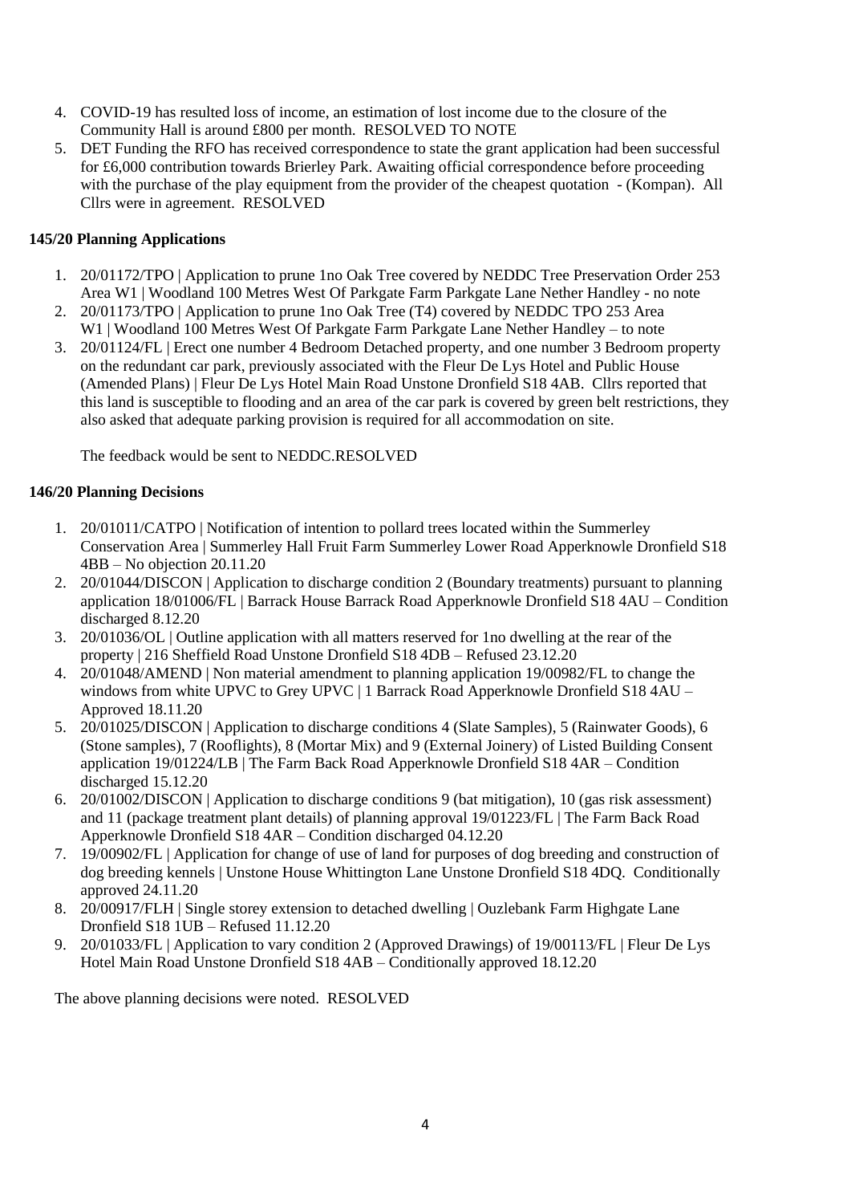4. COVID-19 has resulted loss of income, an estimation of lost income due to the closure of the Community Hall is around £800 per month. RESOLVED TO NOTE
5. DET Funding the RFO has received correspondence to state the grant application had been successful for £6,000 contribution towards Brierley Park. Awaiting official correspondence before proceeding with the purchase of the play equipment from the provider of the cheapest quotation - (Kompan). All Cllrs were in agreement. RESOLVED

**145/20 Planning Applications**

1. 20/01172/TPO | Application to prune 1no Oak Tree covered by NEDDC Tree Preservation Order 253 Area W1 | Woodland 100 Metres West Of Parkgate Farm Parkgate Lane Nether Handley - no note
2. 20/01173/TPO | Application to prune 1no Oak Tree (T4) covered by NEDDC TPO 253 Area W1 | Woodland 100 Metres West Of Parkgate Farm Parkgate Lane Nether Handley – to note
3. 20/01124/FL | Erect one number 4 Bedroom Detached property, and one number 3 Bedroom property on the redundant car park, previously associated with the Fleur De Lys Hotel and Public House (Amended Plans) | Fleur De Lys Hotel Main Road Unstone Dronfield S18 4AB. Cllrs reported that this land is susceptible to flooding and an area of the car park is covered by green belt restrictions, they also asked that adequate parking provision is required for all accommodation on site.

   The feedback would be sent to NEDDC.RESOLVED

**146/20 Planning Decisions**

1. 20/01011/CATPO | Notification of intention to pollard trees located within the Summerley Conservation Area | Summerley Hall Fruit Farm Summerley Lower Road Apperknowle Dronfield S18 4BB – No objection 20.11.20
2. 20/01044/DISCON | Application to discharge condition 2 (Boundary treatments) pursuant to planning application 18/01006/FL | Barrack House Barrack Road Apperknowle Dronfield S18 4AU – Condition discharged 8.12.20
3. 20/01036/OL | Outline application with all matters reserved for 1no dwelling at the rear of the property | 216 Sheffield Road Unstone Dronfield S18 4DB – Refused 23.12.20
4. 20/01048/AMEND | Non material amendment to planning application 19/00982/FL to change the windows from white UPVC to Grey UPVC | 1 Barrack Road Apperknowle Dronfield S18 4AU – Approved 18.11.20
5. 20/01025/DISCON | Application to discharge conditions 4 (Slate Samples), 5 (Rainwater Goods), 6 (Stone samples), 7 (Rooflights), 8 (Mortar Mix) and 9 (External Joinery) of Listed Building Consent application 19/01224/LB | The Farm Back Road Apperknowle Dronfield S18 4AR – Condition discharged 15.12.20
6. 20/01002/DISCON | Application to discharge conditions 9 (bat mitigation), 10 (gas risk assessment) and 11 (package treatment plant details) of planning approval 19/01223/FL | The Farm Back Road Apperknowle Dronfield S18 4AR – Condition discharged 04.12.20
7. 19/00902/FL | Application for change of use of land for purposes of dog breeding and construction of dog breeding kennels | Unstone House Whittington Lane Unstone Dronfield S18 4DQ. Conditionally approved 24.11.20
8. 20/00917/FLH | Single storey extension to detached dwelling | Ouzlebank Farm Highgate Lane Dronfield S18 1UB – Refused 11.12.20
9. 20/01033/FL | Application to vary condition 2 (Approved Drawings) of 19/00113/FL | Fleur De Lys Hotel Main Road Unstone Dronfield S18 4AB – Conditionally approved 18.12.20

The above planning decisions were noted. RESOLVED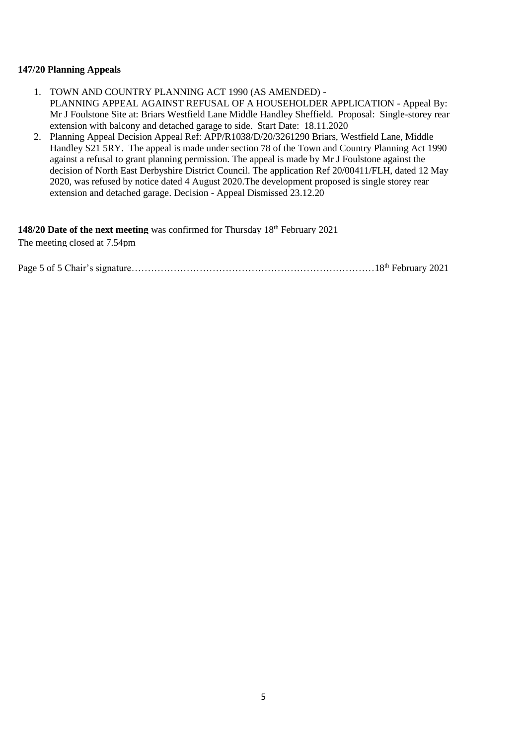**147/20 Planning Appeals**

1. TOWN AND COUNTRY PLANNING ACT 1990 (AS AMENDED) - PLANNING APPEAL AGAINST REFUSAL OF A HOUSEHOLDER APPLICATION - Appeal By: Mr J Foulstone Site at: Briars Westfield Lane Middle Handley Sheffield. Proposal: Single-storey rear extension with balcony and detached garage to side. Start Date: 18.11.2020
2. Planning Appeal Decision Appeal Ref: APP/R1038/D/20/3261290 Briars, Westfield Lane, Middle Handley S21 5RY. The appeal is made under section 78 of the Town and Country Planning Act 1990 against a refusal to grant planning permission. The appeal is made by Mr J Foulstone against the decision of North East Derbyshire District Council. The application Ref 20/00411/FLH, dated 12 May 2020, was refused by notice dated 4 August 2020.The development proposed is single storey rear extension and detached garage. Decision - Appeal Dismissed 23.12.20

**148/20 Date of the next meeting** was confirmed for Thursday 18th February 2021

The meeting closed at 7.54pm

Page 5 of 5 Chair's signature…………………………………………………………………18th February 2021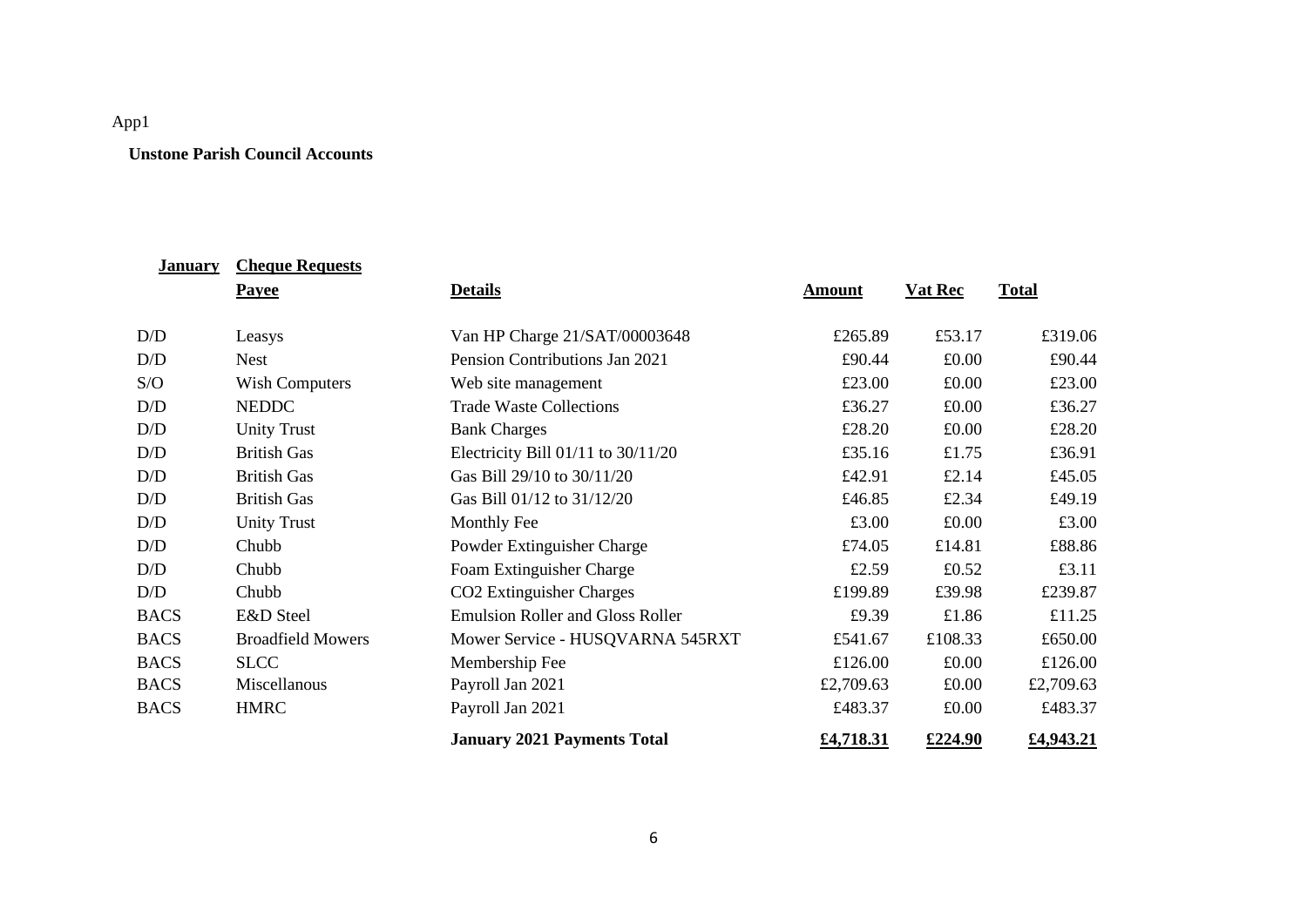App1

**Unstone Parish Council Accounts**

| **January** | **Cheque Requests** | | | | |
|---|---|---|---|---|---|
| | **Payee** | **Details** | **Amount** | **Vat Rec** | **Total** |
| D/D | Leasys | Van HP Charge 21/SAT/00003648 | £265.89 | £53.17 | £319.06 |
| D/D | Nest | Pension Contributions Jan 2021 | £90.44 | £0.00 | £90.44 |
| S/O | Wish Computers | Web site management | £23.00 | £0.00 | £23.00 |
| D/D | NEDDC | Trade Waste Collections | £36.27 | £0.00 | £36.27 |
| D/D | Unity Trust | Bank Charges | £28.20 | £0.00 | £28.20 |
| D/D | British Gas | Electricity Bill 01/11 to 30/11/20 | £35.16 | £1.75 | £36.91 |
| D/D | British Gas | Gas Bill 29/10 to 30/11/20 | £42.91 | £2.14 | £45.05 |
| D/D | British Gas | Gas Bill 01/12 to 31/12/20 | £46.85 | £2.34 | £49.19 |
| D/D | Unity Trust | Monthly Fee | £3.00 | £0.00 | £3.00 |
| D/D | Chubb | Powder Extinguisher Charge | £74.05 | £14.81 | £88.86 |
| D/D | Chubb | Foam Extinguisher Charge | £2.59 | £0.52 | £3.11 |
| D/D | Chubb | CO2 Extinguisher Charges | £199.89 | £39.98 | £239.87 |
| BACS | E&D Steel | Emulsion Roller and Gloss Roller | £9.39 | £1.86 | £11.25 |
| BACS | Broadfield Mowers | Mower Service - HUSQVARNA 545RXT | £541.67 | £108.33 | £650.00 |
| BACS | SLCC | Membership Fee | £126.00 | £0.00 | £126.00 |
| BACS | Miscellanous | Payroll Jan 2021 | £2,709.63 | £0.00 | £2,709.63 |
| BACS | HMRC | Payroll Jan 2021 | £483.37 | £0.00 | £483.37 |
| | | **January 2021 Payments Total** | **£4,718.31** | **£224.90** | **£4,943.21** |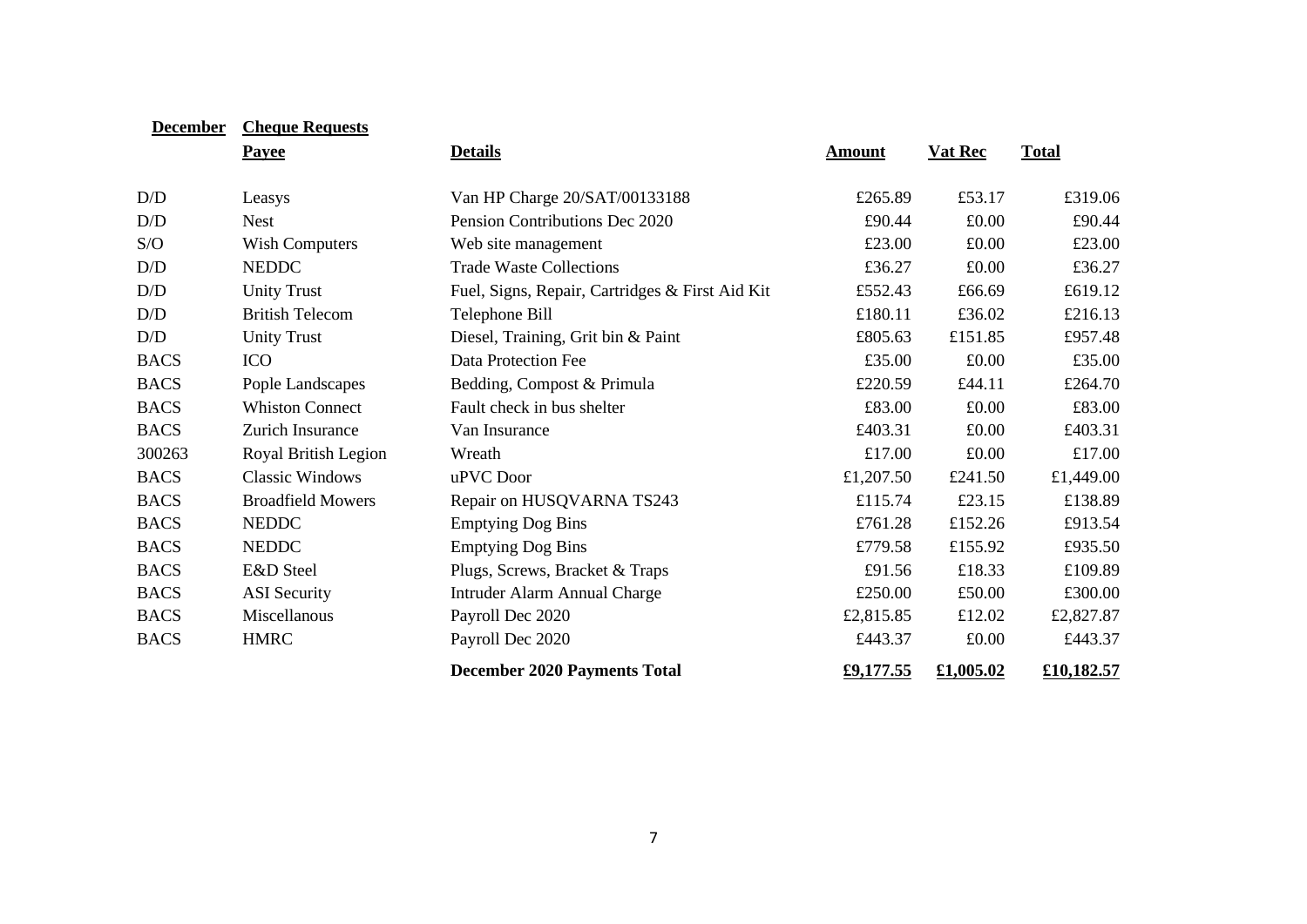**December** **Cheque Requests**

| | Payee | Details | Amount | Vat Rec | Total |
|---|---|---|---|---|---|
| D/D | Leasys | Van HP Charge 20/SAT/00133188 | £265.89 | £53.17 | £319.06 |
| D/D | Nest | Pension Contributions Dec 2020 | £90.44 | £0.00 | £90.44 |
| S/O | Wish Computers | Web site management | £23.00 | £0.00 | £23.00 |
| D/D | NEDDC | Trade Waste Collections | £36.27 | £0.00 | £36.27 |
| D/D | Unity Trust | Fuel, Signs, Repair, Cartridges & First Aid Kit | £552.43 | £66.69 | £619.12 |
| D/D | British Telecom | Telephone Bill | £180.11 | £36.02 | £216.13 |
| D/D | Unity Trust | Diesel, Training, Grit bin & Paint | £805.63 | £151.85 | £957.48 |
| BACS | ICO | Data Protection Fee | £35.00 | £0.00 | £35.00 |
| BACS | Pople Landscapes | Bedding, Compost & Primula | £220.59 | £44.11 | £264.70 |
| BACS | Whiston Connect | Fault check in bus shelter | £83.00 | £0.00 | £83.00 |
| BACS | Zurich Insurance | Van Insurance | £403.31 | £0.00 | £403.31 |
| 300263 | Royal British Legion | Wreath | £17.00 | £0.00 | £17.00 |
| BACS | Classic Windows | uPVC Door | £1,207.50 | £241.50 | £1,449.00 |
| BACS | Broadfield Mowers | Repair on HUSQVARNA TS243 | £115.74 | £23.15 | £138.89 |
| BACS | NEDDC | Emptying Dog Bins | £761.28 | £152.26 | £913.54 |
| BACS | NEDDC | Emptying Dog Bins | £779.58 | £155.92 | £935.50 |
| BACS | E&D Steel | Plugs, Screws, Bracket & Traps | £91.56 | £18.33 | £109.89 |
| BACS | ASI Security | Intruder Alarm Annual Charge | £250.00 | £50.00 | £300.00 |
| BACS | Miscellanous | Payroll Dec 2020 | £2,815.85 | £12.02 | £2,827.87 |
| BACS | HMRC | Payroll Dec 2020 | £443.37 | £0.00 | £443.37 |
| | | **December 2020 Payments Total** | **£9,177.55** | **£1,005.02** | **£10,182.57** |